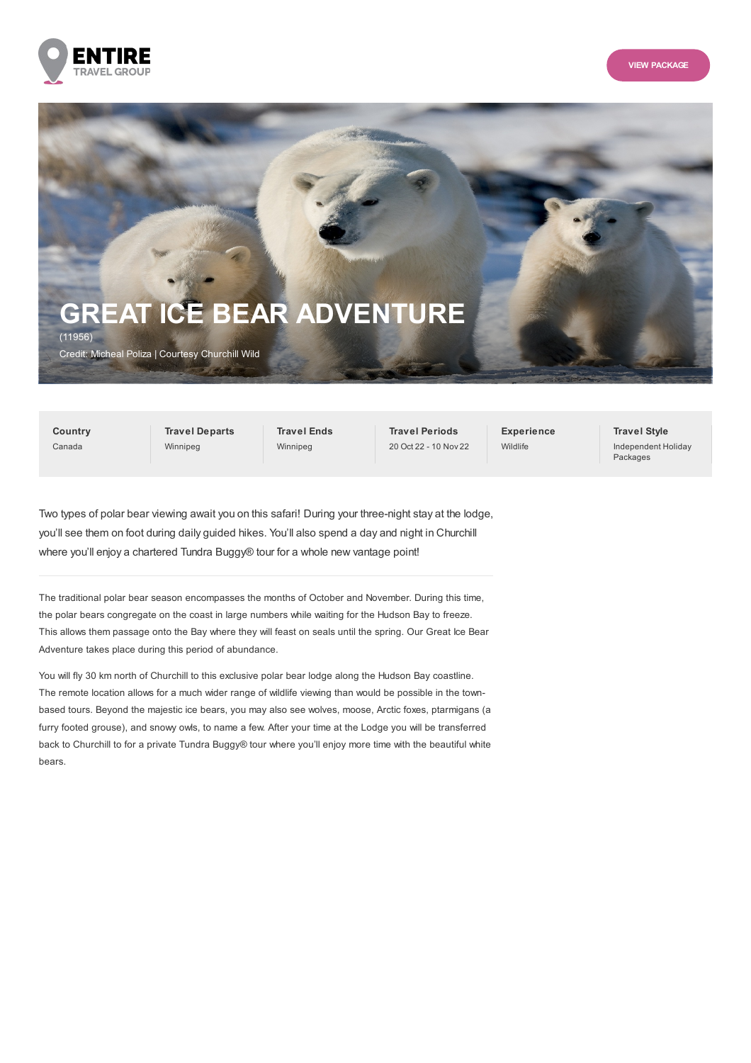ENTIRE TRAVEL GROUP

VIEW PACKAGE

# GREAT ICE BEAR ADVENTURE

(11956)

Credit: Micheal Poliza | Courtesy Churchill Wild

| Country | Travel Departs | Travel Ends | Travel Periods | Experience | Travel Style |
|---|---|---|---|---|---|
| Canada | Winnipeg | Winnipeg | 20 Oct 22 - 10 Nov 22 | Wildlife | Independent Holiday Packages |

Two types of polar bear viewing await you on this safari! During your three-night stay at the lodge, you'll see them on foot during daily guided hikes. You'll also spend a day and night in Churchill where you'll enjoy a chartered Tundra Buggy® tour for a whole new vantage point!

---

The traditional polar bear season encompasses the months of October and November. During this time, the polar bears congregate on the coast in large numbers while waiting for the Hudson Bay to freeze. This allows them passage onto the Bay where they will feast on seals until the spring. Our Great Ice Bear Adventure takes place during this period of abundance.

You will fly 30 km north of Churchill to this exclusive polar bear lodge along the Hudson Bay coastline. The remote location allows for a much wider range of wildlife viewing than would be possible in the town-based tours. Beyond the majestic ice bears, you may also see wolves, moose, Arctic foxes, ptarmigans (a furry footed grouse), and snowy owls, to name a few. After your time at the Lodge you will be transferred back to Churchill to for a private Tundra Buggy® tour where you'll enjoy more time with the beautiful white bears.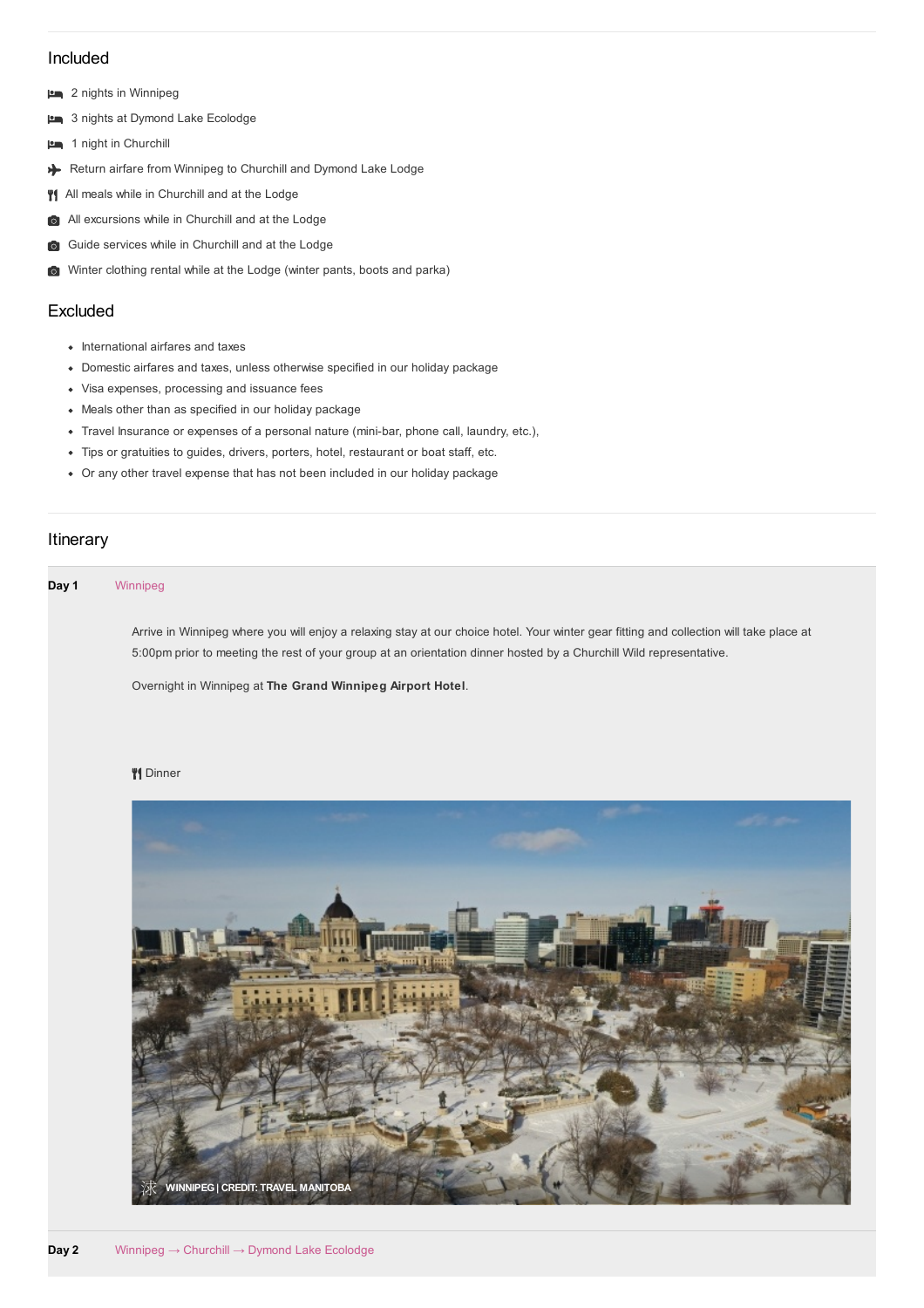## Included

- 2 nights in Winnipeg
- 3 nights at Dymond Lake Ecolodge
- 1 night in Churchill
- Return airfare from Winnipeg to Churchill and Dymond Lake Lodge
- All meals while in Churchill and at the Lodge
- All excursions while in Churchill and at the Lodge
- Guide services while in Churchill and at the Lodge
- Winter clothing rental while at the Lodge (winter pants, boots and parka)

## Excluded

- International airfares and taxes
- Domestic airfares and taxes, unless otherwise specified in our holiday package
- Visa expenses, processing and issuance fees
- Meals other than as specified in our holiday package
- Travel Insurance or expenses of a personal nature (mini-bar, phone call, laundry, etc.),
- Tips or gratuities to guides, drivers, porters, hotel, restaurant or boat staff, etc.
- Or any other travel expense that has not been included in our holiday package

## Itinerary

**Day 1** Winnipeg

Arrive in Winnipeg where you will enjoy a relaxing stay at our choice hotel. Your winter gear fitting and collection will take place at 5:00pm prior to meeting the rest of your group at an orientation dinner hosted by a Churchill Wild representative.

Overnight in Winnipeg at **The Grand Winnipeg Airport Hotel**.

Dinner

WINNIPEG | CREDIT: TRAVEL MANITOBA

**Day 2** Winnipeg → Churchill → Dymond Lake Ecolodge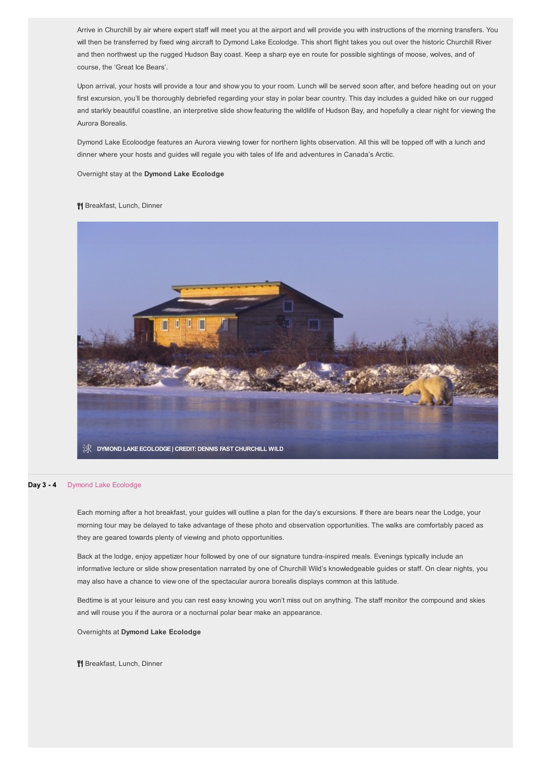Arrive in Churchill by air where expert staff will meet you at the airport and will provide you with instructions of the morning transfers. You will then be transferred by fixed wing aircraft to Dymond Lake Ecolodge. This short flight takes you out over the historic Churchill River and then northwest up the rugged Hudson Bay coast. Keep a sharp eye en route for possible sightings of moose, wolves, and of course, the 'Great Ice Bears'.

Upon arrival, your hosts will provide a tour and show you to your room. Lunch will be served soon after, and before heading out on your first excursion, you'll be thoroughly debriefed regarding your stay in polar bear country. This day includes a guided hike on our rugged and starkly beautiful coastline, an interpretive slide show featuring the wildlife of Hudson Bay, and hopefully a clear night for viewing the Aurora Borealis.

Dymond Lake Ecoloodge features an Aurora viewing tower for northern lights observation. All this will be topped off with a lunch and dinner where your hosts and guides will regale you with tales of life and adventures in Canada's Arctic.

Overnight stay at the **Dymond Lake Ecolodge**

Breakfast, Lunch, Dinner

DYMOND LAKE ECOLODGE | CREDIT: DENNIS FAST CHURCHILL WILD

**Day 3 - 4** Dymond Lake Ecolodge

Each morning after a hot breakfast, your guides will outline a plan for the day's excursions. If there are bears near the Lodge, your morning tour may be delayed to take advantage of these photo and observation opportunities. The walks are comfortably paced as they are geared towards plenty of viewing and photo opportunities.

Back at the lodge, enjoy appetizer hour followed by one of our signature tundra-inspired meals. Evenings typically include an informative lecture or slide show presentation narrated by one of Churchill Wild's knowledgeable guides or staff. On clear nights, you may also have a chance to view one of the spectacular aurora borealis displays common at this latitude.

Bedtime is at your leisure and you can rest easy knowing you won't miss out on anything. The staff monitor the compound and skies and will rouse you if the aurora or a nocturnal polar bear make an appearance.

Overnights at **Dymond Lake Ecolodge**

Breakfast, Lunch, Dinner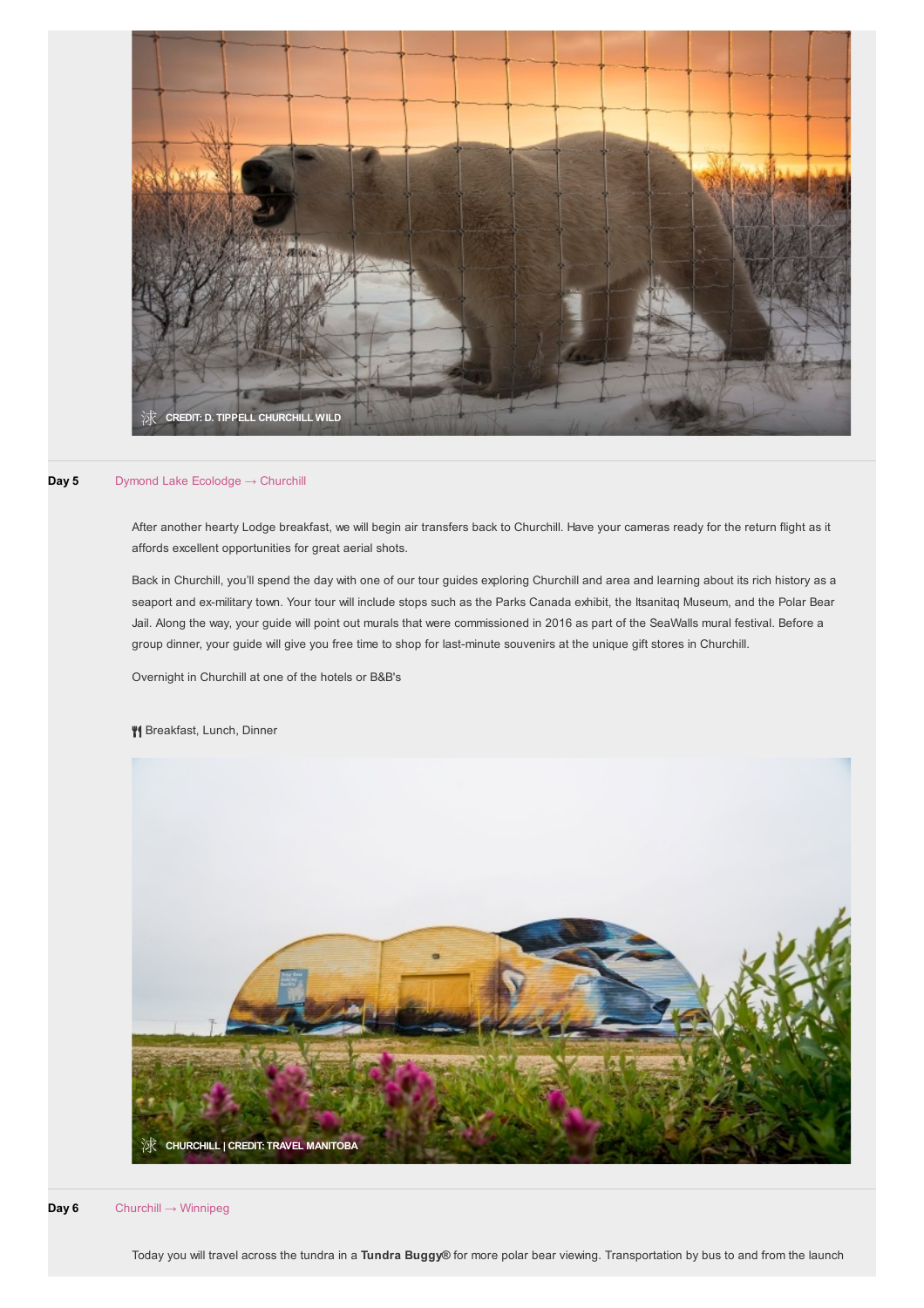CREDIT: D. TIPPELL CHURCHILL WILD

**Day 5** Dymond Lake Ecolodge → Churchill

After another hearty Lodge breakfast, we will begin air transfers back to Churchill. Have your cameras ready for the return flight as it affords excellent opportunities for great aerial shots.

Back in Churchill, you'll spend the day with one of our tour guides exploring Churchill and area and learning about its rich history as a seaport and ex-military town. Your tour will include stops such as the Parks Canada exhibit, the Itsanitaq Museum, and the Polar Bear Jail. Along the way, your guide will point out murals that were commissioned in 2016 as part of the SeaWalls mural festival. Before a group dinner, your guide will give you free time to shop for last-minute souvenirs at the unique gift stores in Churchill.

Overnight in Churchill at one of the hotels or B&B's

Breakfast, Lunch, Dinner

CHURCHILL | CREDIT: TRAVEL MANITOBA

**Day 6** Churchill → Winnipeg

Today you will travel across the tundra in a **Tundra Buggy®** for more polar bear viewing. Transportation by bus to and from the launch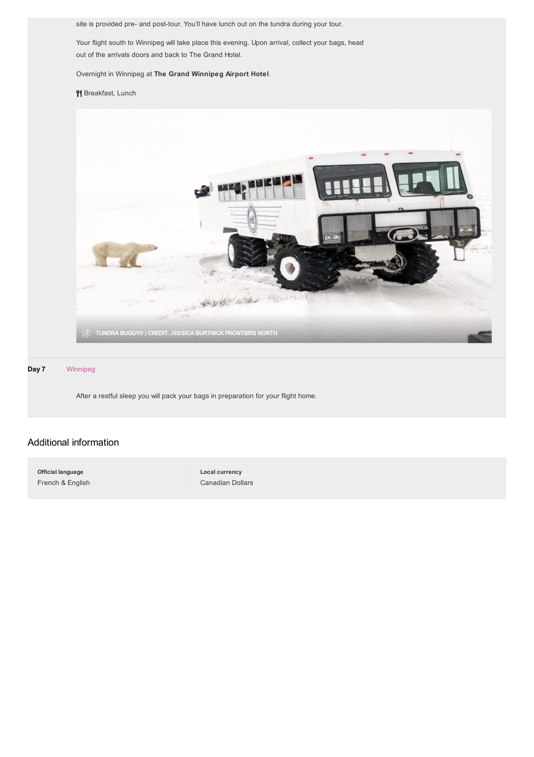site is provided pre- and post-tour. You'll have lunch out on the tundra during your tour.

Your flight south to Winnipeg will take place this evening. Upon arrival, collect your bags, head out of the arrivals doors and back to The Grand Hotel.

Overnight in Winnipeg at **The Grand Winnipeg Airport Hotel**.

Breakfast, Lunch

TUNDRA BUGGY® | CREDIT: JESSICA BURTNICK FRONTIERS NORTH

**Day 7** Winnipeg

After a restful sleep you will pack your bags in preparation for your flight home.

## Additional information

**Official language**
French & English

**Local currency**
Canadian Dollars